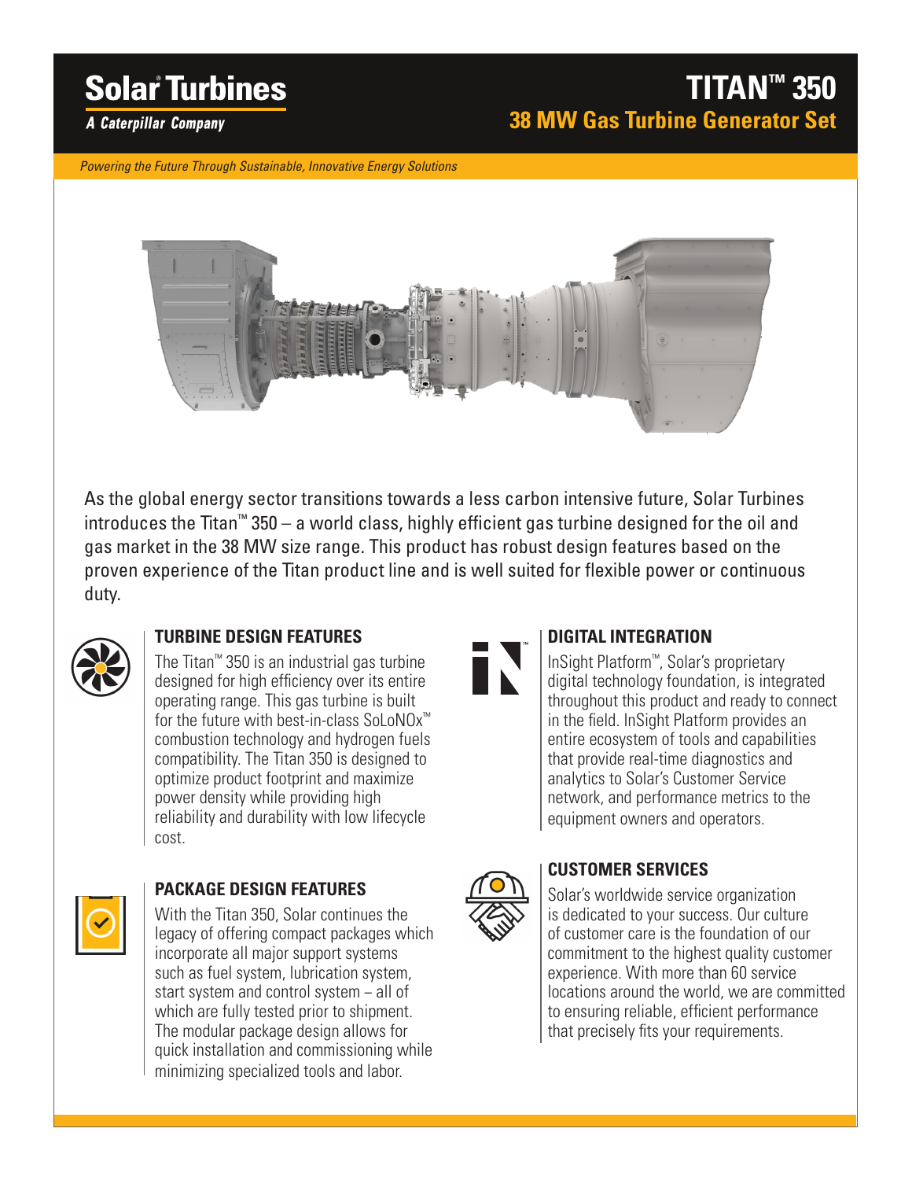**Solar Turbines**

*A Caterpillar Company*

# TITAN™ 350

## 38 MW Gas Turbine Generator Set

*Powering the Future Through Sustainable, Innovative Energy Solutions*

As the global energy sector transitions towards a less carbon intensive future, Solar Turbines introduces the Titan™ 350 – a world class, highly efficient gas turbine designed for the oil and gas market in the 38 MW size range. This product has robust design features based on the proven experience of the Titan product line and is well suited for flexible power or continuous duty.

### TURBINE DESIGN FEATURES

The Titan™ 350 is an industrial gas turbine designed for high efficiency over its entire operating range. This gas turbine is built for the future with best-in-class SoLoNOx™ combustion technology and hydrogen fuels compatibility. The Titan 350 is designed to optimize product footprint and maximize power density while providing high reliability and durability with low lifecycle cost.

### PACKAGE DESIGN FEATURES

With the Titan 350, Solar continues the legacy of offering compact packages which incorporate all major support systems such as fuel system, lubrication system, start system and control system – all of which are fully tested prior to shipment. The modular package design allows for quick installation and commissioning while minimizing specialized tools and labor.

### DIGITAL INTEGRATION

InSight Platform™, Solar's proprietary digital technology foundation, is integrated throughout this product and ready to connect in the field. InSight Platform provides an entire ecosystem of tools and capabilities that provide real-time diagnostics and analytics to Solar's Customer Service network, and performance metrics to the equipment owners and operators.

### CUSTOMER SERVICES

Solar's worldwide service organization is dedicated to your success. Our culture of customer care is the foundation of our commitment to the highest quality customer experience. With more than 60 service locations around the world, we are committed to ensuring reliable, efficient performance that precisely fits your requirements.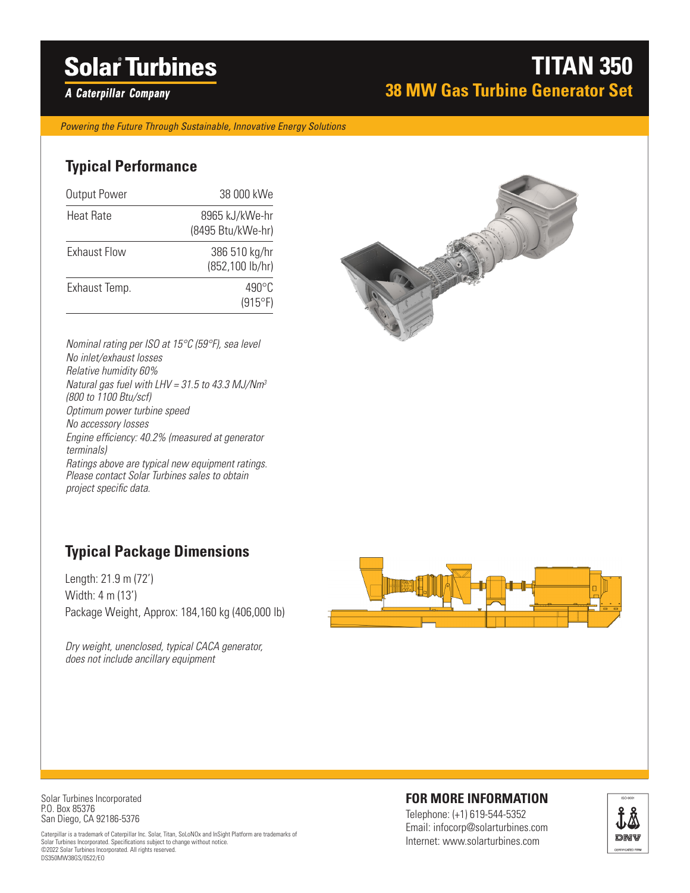# Solar Turbines

*A Caterpillar Company*

# TITAN 350

## 38 MW Gas Turbine Generator Set

*Powering the Future Through Sustainable, Innovative Energy Solutions*

## Typical Performance

| | |
|---|---|
| Output Power | 38 000 kWe |
| Heat Rate | 8965 kJ/kWe-hr (8495 Btu/kWe-hr) |
| Exhaust Flow | 386 510 kg/hr (852,100 lb/hr) |
| Exhaust Temp. | 490°C (915°F) |

*Nominal rating per ISO at 15°C (59°F), sea level*
*No inlet/exhaust losses*
*Relative humidity 60%*
*Natural gas fuel with LHV = 31.5 to 43.3 MJ/Nm³ (800 to 1100 Btu/scf)*
*Optimum power turbine speed*
*No accessory losses*
*Engine efficiency: 40.2% (measured at generator terminals)*
*Ratings above are typical new equipment ratings. Please contact Solar Turbines sales to obtain project specific data.*

## Typical Package Dimensions

Length: 21.9 m (72')
Width: 4 m (13')
Package Weight, Approx: 184,160 kg (406,000 lb)

*Dry weight, unenclosed, typical CACA generator, does not include ancillary equipment*

Solar Turbines Incorporated
P.O. Box 85376
San Diego, CA 92186-5376

Caterpillar is a trademark of Caterpillar Inc. Solar, Titan, SoLoNOx and InSight Platform are trademarks of Solar Turbines Incorporated. Specifications subject to change without notice.
©2022 Solar Turbines Incorporated. All rights reserved.
DS350MW38GS/0522/EO

### FOR MORE INFORMATION

Telephone: (+1) 619-544-5352
Email: infocorp@solarturbines.com
Internet: www.solarturbines.com

ISO 9001
DNV
CERTIFICATED FIRM